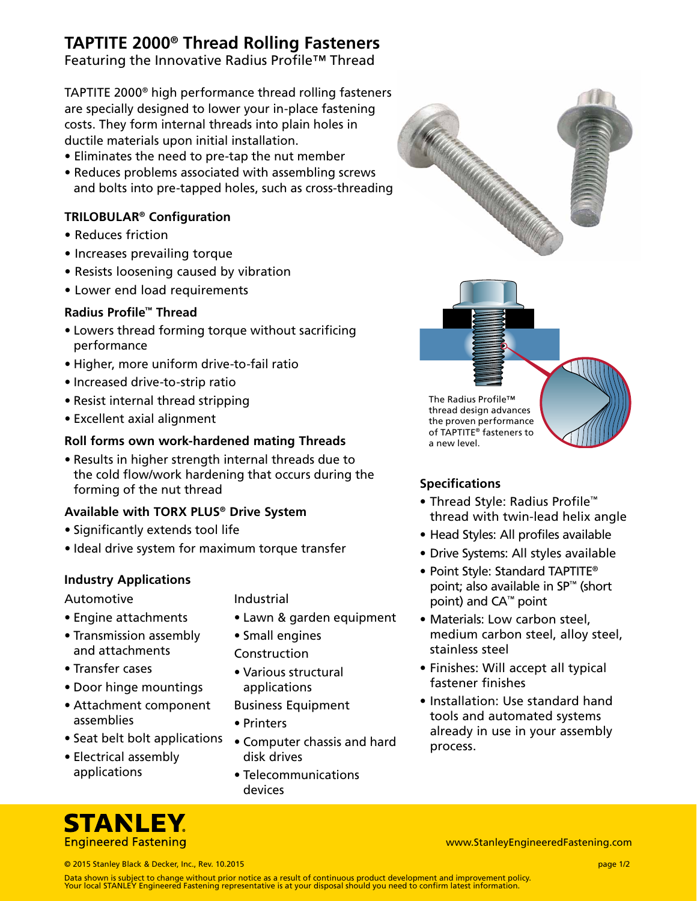# TAPTITE 2000® Thread Rolling Fasteners

Featuring the Innovative Radius Profile™ Thread

TAPTITE 2000® high performance thread rolling fasteners are specially designed to lower your in-place fastening costs. They form internal threads into plain holes in ductile materials upon initial installation.

- Eliminates the need to pre-tap the nut member
- Reduces problems associated with assembling screws and bolts into pre-tapped holes, such as cross-threading

### TRILOBULAR® Configuration

- Reduces friction
- Increases prevailing torque
- Resists loosening caused by vibration
- Lower end load requirements

### Radius Profile™ Thread

- Lowers thread forming torque without sacrificing performance
- Higher, more uniform drive-to-fail ratio
- Increased drive-to-strip ratio
- Resist internal thread stripping
- Excellent axial alignment

### Roll forms own work-hardened mating Threads

- Results in higher strength internal threads due to the cold flow/work hardening that occurs during the forming of the nut thread

### Available with TORX PLUS® Drive System

- Significantly extends tool life
- Ideal drive system for maximum torque transfer

### Industry Applications

Automotive

- Engine attachments
- Transmission assembly and attachments
- Transfer cases
- Door hinge mountings
- Attachment component assemblies
- Seat belt bolt applications
- Electrical assembly applications

Industrial

- Lawn & garden equipment
- Small engines

Construction

- Various structural applications

Business Equipment

- Printers
- Computer chassis and hard disk drives
- Telecommunications devices

The Radius Profile™ thread design advances the proven performance of TAPTITE® fasteners to a new level.

### Specifications

- Thread Style: Radius Profile™ thread with twin-lead helix angle
- Head Styles: All profiles available
- Drive Systems: All styles available
- Point Style: Standard TAPTITE® point; also available in SP™ (short point) and CA™ point
- Materials: Low carbon steel, medium carbon steel, alloy steel, stainless steel
- Finishes: Will accept all typical fastener finishes
- Installation: Use standard hand tools and automated systems already in use in your assembly process.

STANLEY Engineered Fastening

www.StanleyEngineeredFastening.com

© 2015 Stanley Black & Decker, Inc., Rev. 10.2015

Data shown is subject to change without prior notice as a result of continuous product development and improvement policy. Your local STANLEY Engineered Fastening representative is at your disposal should you need to confirm latest information.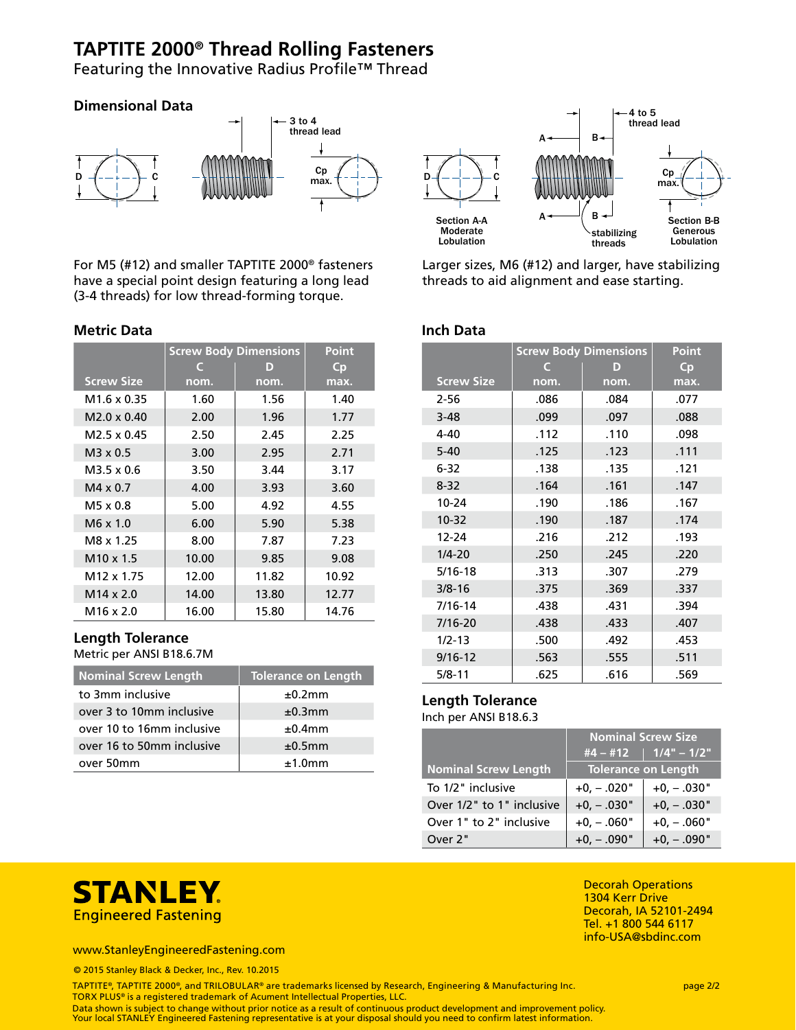# TAPTITE 2000® Thread Rolling Fasteners

Featuring the Innovative Radius Profile™ Thread

## Dimensional Data

D
C
3 to 4
thread lead
Cp
max.

For M5 (#12) and smaller TAPTITE 2000® fasteners have a special point design featuring a long lead (3-4 threads) for low thread-forming torque.

D
C
Section A-A
Moderate
Lobulation
A
A
B
B
4 to 5
thread lead
stabilizing
threads
Cp
max.
Section B-B
Generous
Lobulation

Larger sizes, M6 (#12) and larger, have stabilizing threads to aid alignment and ease starting.

## Metric Data

| Screw Size | Screw Body Dimensions C nom. | Screw Body Dimensions D nom. | Point Cp max. |
|---|---|---|---|
| M1.6 x 0.35 | 1.60 | 1.56 | 1.40 |
| M2.0 x 0.40 | 2.00 | 1.96 | 1.77 |
| M2.5 x 0.45 | 2.50 | 2.45 | 2.25 |
| M3 x 0.5 | 3.00 | 2.95 | 2.71 |
| M3.5 x 0.6 | 3.50 | 3.44 | 3.17 |
| M4 x 0.7 | 4.00 | 3.93 | 3.60 |
| M5 x 0.8 | 5.00 | 4.92 | 4.55 |
| M6 x 1.0 | 6.00 | 5.90 | 5.38 |
| M8 x 1.25 | 8.00 | 7.87 | 7.23 |
| M10 x 1.5 | 10.00 | 9.85 | 9.08 |
| M12 x 1.75 | 12.00 | 11.82 | 10.92 |
| M14 x 2.0 | 14.00 | 13.80 | 12.77 |
| M16 x 2.0 | 16.00 | 15.80 | 14.76 |

### Length Tolerance

Metric per ANSI B18.6.7M

| Nominal Screw Length | Tolerance on Length |
|---|---|
| to 3mm inclusive | ±0.2mm |
| over 3 to 10mm inclusive | ±0.3mm |
| over 10 to 16mm inclusive | ±0.4mm |
| over 16 to 50mm inclusive | ±0.5mm |
| over 50mm | ±1.0mm |

## Inch Data

| Screw Size | Screw Body Dimensions C nom. | Screw Body Dimensions D nom. | Point Cp max. |
|---|---|---|---|
| 2-56 | .086 | .084 | .077 |
| 3-48 | .099 | .097 | .088 |
| 4-40 | .112 | .110 | .098 |
| 5-40 | .125 | .123 | .111 |
| 6-32 | .138 | .135 | .121 |
| 8-32 | .164 | .161 | .147 |
| 10-24 | .190 | .186 | .167 |
| 10-32 | .190 | .187 | .174 |
| 12-24 | .216 | .212 | .193 |
| 1/4-20 | .250 | .245 | .220 |
| 5/16-18 | .313 | .307 | .279 |
| 3/8-16 | .375 | .369 | .337 |
| 7/16-14 | .438 | .431 | .394 |
| 7/16-20 | .438 | .433 | .407 |
| 1/2-13 | .500 | .492 | .453 |
| 9/16-12 | .563 | .555 | .511 |
| 5/8-11 | .625 | .616 | .569 |

### Length Tolerance

Inch per ANSI B18.6.3

| Nominal Screw Length | Nominal Screw Size #4 – #12 Tolerance on Length | Nominal Screw Size 1/4" – 1/2" Tolerance on Length |
|---|---|---|
| To 1/2" inclusive | +0, – .020" | +0, – .030" |
| Over 1/2" to 1" inclusive | +0, – .030" | +0, – .030" |
| Over 1" to 2" inclusive | +0, – .060" | +0, – .060" |
| Over 2" | +0, – .090" | +0, – .090" |

**STANLEY.**
Engineered Fastening

www.StanleyEngineeredFastening.com

Decorah Operations
1304 Kerr Drive
Decorah, IA 52101-2494
Tel. +1 800 544 6117
info-USA@sbdinc.com

© 2015 Stanley Black & Decker, Inc., Rev. 10.2015

TAPTITE®, TAPTITE 2000®, and TRILOBULAR® are trademarks licensed by Research, Engineering & Manufacturing Inc.
TORX PLUS® is a registered trademark of Acument Intellectual Properties, LLC.
Data shown is subject to change without prior notice as a result of continuous product development and improvement policy.
Your local STANLEY Engineered Fastening representative is at your disposal should you need to confirm latest information.